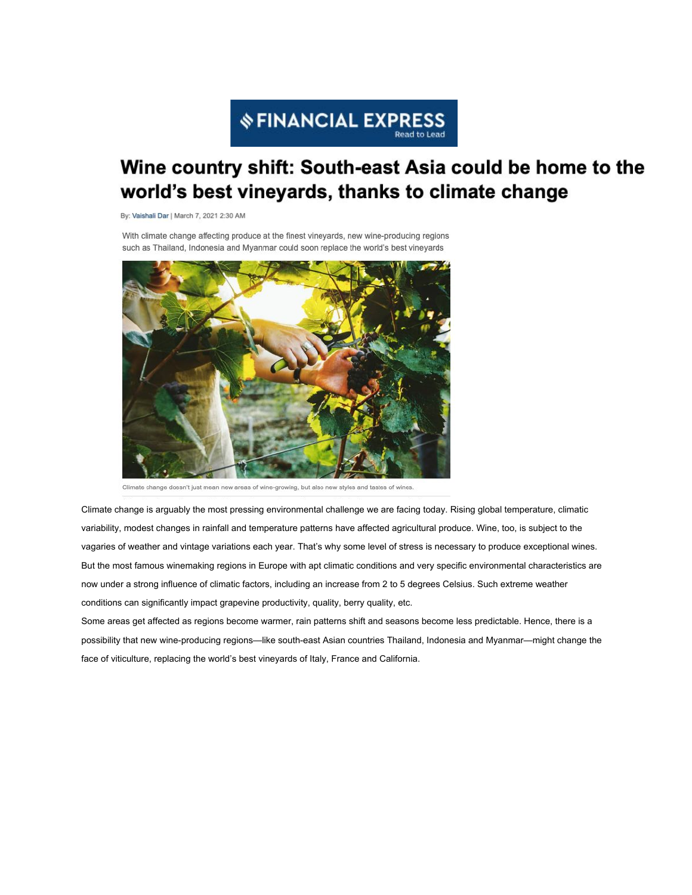FINANCIAL EXPRESS
Read to Lead

# Wine country shift: South-east Asia could be home to the world's best vineyards, thanks to climate change

By: Vaishali Dar | March 7, 2021 2:30 AM

With climate change affecting produce at the finest vineyards, new wine-producing regions such as Thailand, Indonesia and Myanmar could soon replace the world's best vineyards

Climate change doesn't just mean new areas of wine-growing, but also new styles and tastes of wines.

Climate change is arguably the most pressing environmental challenge we are facing today. Rising global temperature, climatic variability, modest changes in rainfall and temperature patterns have affected agricultural produce. Wine, too, is subject to the vagaries of weather and vintage variations each year. That's why some level of stress is necessary to produce exceptional wines. But the most famous winemaking regions in Europe with apt climatic conditions and very specific environmental characteristics are now under a strong influence of climatic factors, including an increase from 2 to 5 degrees Celsius. Such extreme weather conditions can significantly impact grapevine productivity, quality, berry quality, etc.

Some areas get affected as regions become warmer, rain patterns shift and seasons become less predictable. Hence, there is a possibility that new wine-producing regions—like south-east Asian countries Thailand, Indonesia and Myanmar—might change the face of viticulture, replacing the world's best vineyards of Italy, France and California.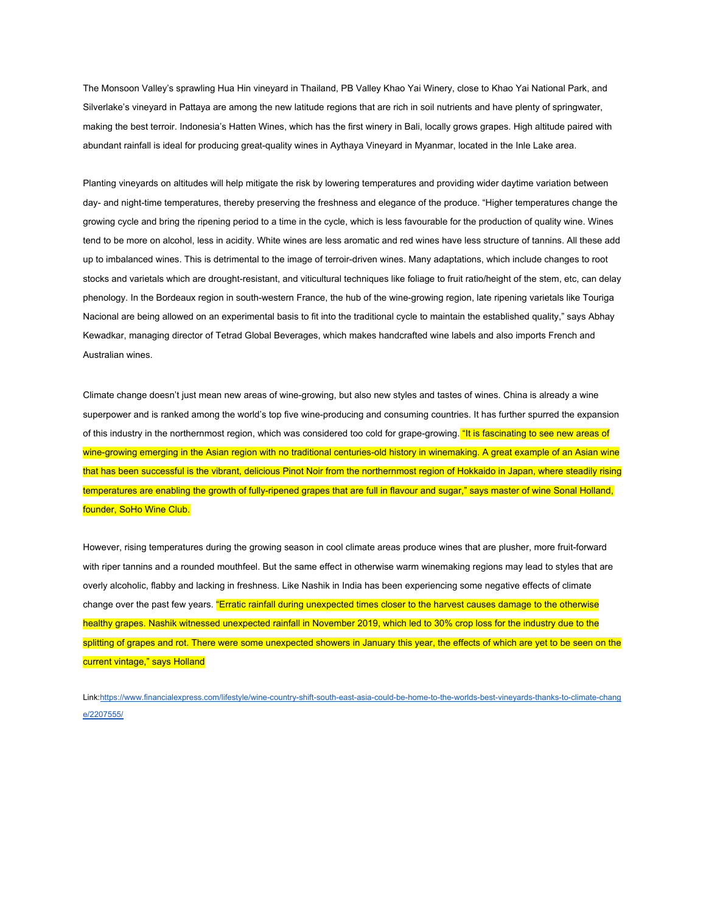The Monsoon Valley's sprawling Hua Hin vineyard in Thailand, PB Valley Khao Yai Winery, close to Khao Yai National Park, and Silverlake's vineyard in Pattaya are among the new latitude regions that are rich in soil nutrients and have plenty of springwater, making the best terroir. Indonesia's Hatten Wines, which has the first winery in Bali, locally grows grapes. High altitude paired with abundant rainfall is ideal for producing great-quality wines in Aythaya Vineyard in Myanmar, located in the Inle Lake area.

Planting vineyards on altitudes will help mitigate the risk by lowering temperatures and providing wider daytime variation between day- and night-time temperatures, thereby preserving the freshness and elegance of the produce. "Higher temperatures change the growing cycle and bring the ripening period to a time in the cycle, which is less favourable for the production of quality wine. Wines tend to be more on alcohol, less in acidity. White wines are less aromatic and red wines have less structure of tannins. All these add up to imbalanced wines. This is detrimental to the image of terroir-driven wines. Many adaptations, which include changes to root stocks and varietals which are drought-resistant, and viticultural techniques like foliage to fruit ratio/height of the stem, etc, can delay phenology. In the Bordeaux region in south-western France, the hub of the wine-growing region, late ripening varietals like Touriga Nacional are being allowed on an experimental basis to fit into the traditional cycle to maintain the established quality," says Abhay Kewadkar, managing director of Tetrad Global Beverages, which makes handcrafted wine labels and also imports French and Australian wines.

Climate change doesn't just mean new areas of wine-growing, but also new styles and tastes of wines. China is already a wine superpower and is ranked among the world's top five wine-producing and consuming countries. It has further spurred the expansion of this industry in the northernmost region, which was considered too cold for grape-growing. "It is fascinating to see new areas of wine-growing emerging in the Asian region with no traditional centuries-old history in winemaking. A great example of an Asian wine that has been successful is the vibrant, delicious Pinot Noir from the northernmost region of Hokkaido in Japan, where steadily rising temperatures are enabling the growth of fully-ripened grapes that are full in flavour and sugar," says master of wine Sonal Holland, founder, SoHo Wine Club.

However, rising temperatures during the growing season in cool climate areas produce wines that are plusher, more fruit-forward with riper tannins and a rounded mouthfeel. But the same effect in otherwise warm winemaking regions may lead to styles that are overly alcoholic, flabby and lacking in freshness. Like Nashik in India has been experiencing some negative effects of climate change over the past few years. "Erratic rainfall during unexpected times closer to the harvest causes damage to the otherwise healthy grapes. Nashik witnessed unexpected rainfall in November 2019, which led to 30% crop loss for the industry due to the splitting of grapes and rot. There were some unexpected showers in January this year, the effects of which are yet to be seen on the current vintage," says Holland

Link:[https://www.financialexpress.com/lifestyle/wine-country-shift-south-east-asia-could-be-home-to-the-worlds-best-vineyards-thanks-to-climate-change/2207555/](https://www.financialexpress.com/lifestyle/wine-country-shift-south-east-asia-could-be-home-to-the-worlds-best-vineyards-thanks-to-climate-change/2207555/)